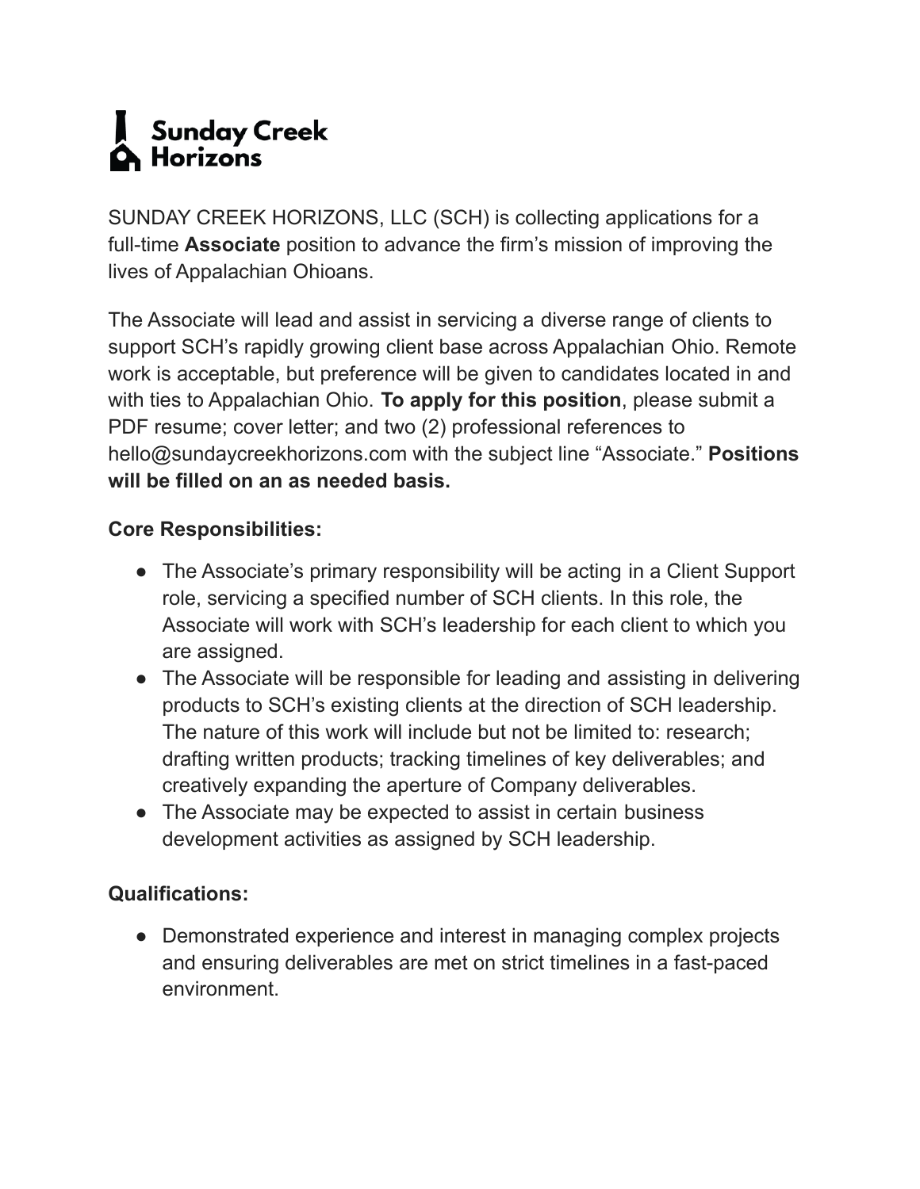# Sunday Creek Horizons

SUNDAY CREEK HORIZONS, LLC (SCH) is collecting applications for a full-time **Associate** position to advance the firm's mission of improving the lives of Appalachian Ohioans.

The Associate will lead and assist in servicing a diverse range of clients to support SCH's rapidly growing client base across Appalachian Ohio. Remote work is acceptable, but preference will be given to candidates located in and with ties to Appalachian Ohio. **To apply for this position**, please submit a PDF resume; cover letter; and two (2) professional references to hello@sundaycreekhorizons.com with the subject line "Associate." **Positions will be filled on an as needed basis.**

**Core Responsibilities:**

- The Associate's primary responsibility will be acting in a Client Support role, servicing a specified number of SCH clients. In this role, the Associate will work with SCH's leadership for each client to which you are assigned.
- The Associate will be responsible for leading and assisting in delivering products to SCH's existing clients at the direction of SCH leadership. The nature of this work will include but not be limited to: research; drafting written products; tracking timelines of key deliverables; and creatively expanding the aperture of Company deliverables.
- The Associate may be expected to assist in certain business development activities as assigned by SCH leadership.

**Qualifications:**

- Demonstrated experience and interest in managing complex projects and ensuring deliverables are met on strict timelines in a fast-paced environment.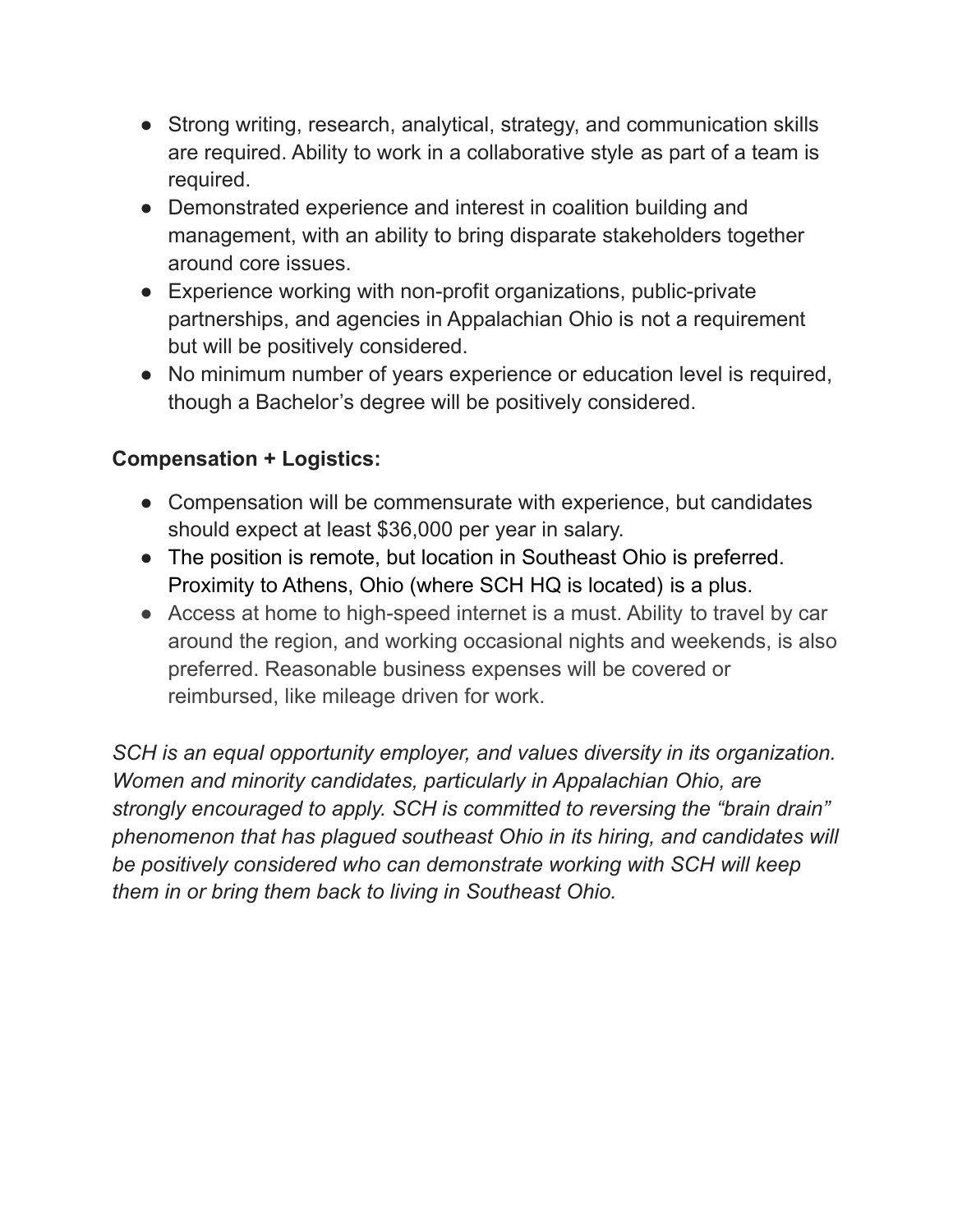- Strong writing, research, analytical, strategy, and communication skills are required. Ability to work in a collaborative style as part of a team is required.
- Demonstrated experience and interest in coalition building and management, with an ability to bring disparate stakeholders together around core issues.
- Experience working with non-profit organizations, public-private partnerships, and agencies in Appalachian Ohio is not a requirement but will be positively considered.
- No minimum number of years experience or education level is required, though a Bachelor's degree will be positively considered.

**Compensation + Logistics:**

- Compensation will be commensurate with experience, but candidates should expect at least $36,000 per year in salary.
- The position is remote, but location in Southeast Ohio is preferred. Proximity to Athens, Ohio (where SCH HQ is located) is a plus.
- Access at home to high-speed internet is a must. Ability to travel by car around the region, and working occasional nights and weekends, is also preferred. Reasonable business expenses will be covered or reimbursed, like mileage driven for work.

*SCH is an equal opportunity employer, and values diversity in its organization. Women and minority candidates, particularly in Appalachian Ohio, are strongly encouraged to apply. SCH is committed to reversing the "brain drain" phenomenon that has plagued southeast Ohio in its hiring, and candidates will be positively considered who can demonstrate working with SCH will keep them in or bring them back to living in Southeast Ohio.*